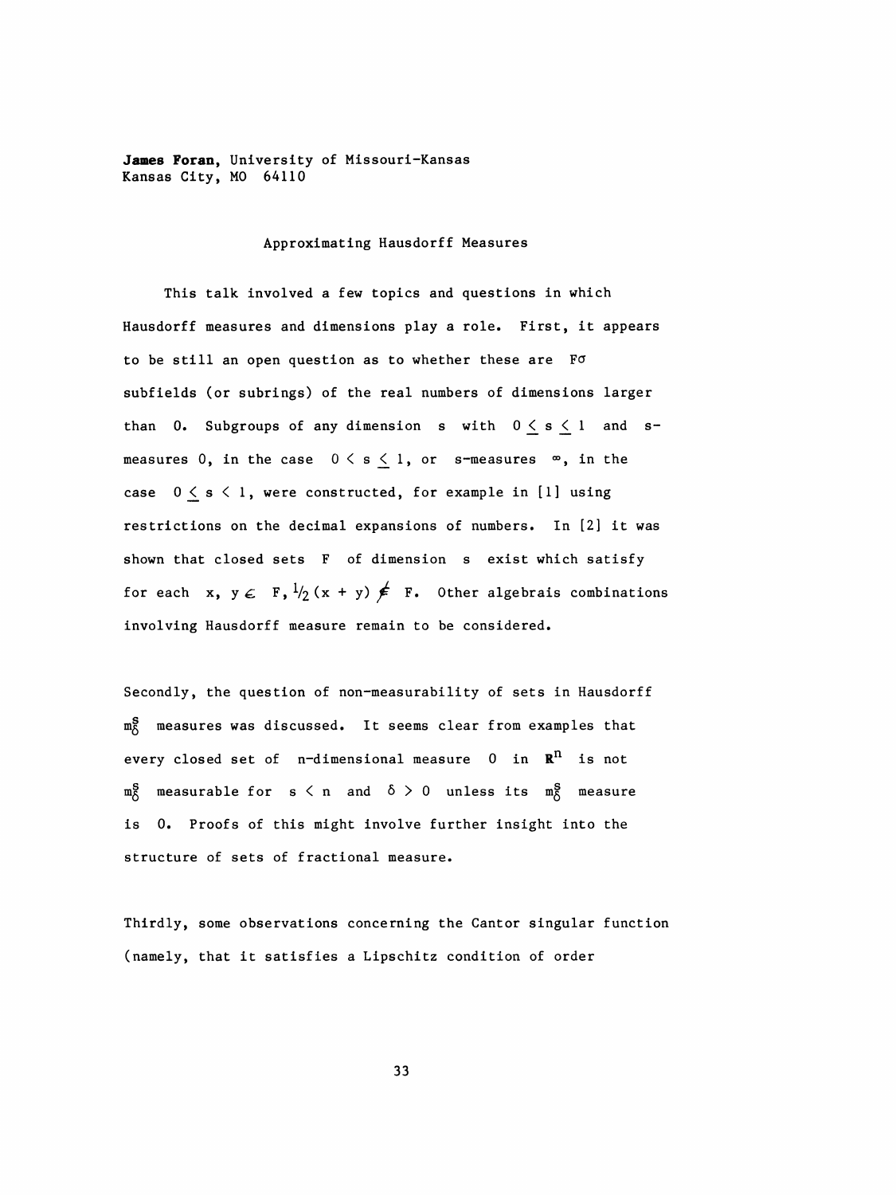**James Foran**, University of Missouri-Kansas
Kansas City, MO 64110

## Approximating Hausdorff Measures

This talk involved a few topics and questions in which Hausdorff measures and dimensions play a role. First, it appears to be still an open question as to whether these are $F\sigma$ subfields (or subrings) of the real numbers of dimensions larger than 0. Subgroups of any dimension s with $0 \leq s \leq 1$ and s-measures 0, in the case $0 < s \leq 1$, or s-measures $\infty$, in the case $0 \leq s < 1$, were constructed, for example in [1] using restrictions on the decimal expansions of numbers. In [2] it was shown that closed sets F of dimension s exist which satisfy for each $x, y \in F, \frac{1}{2}(x + y) \notin F$. Other algebrais combinations involving Hausdorff measure remain to be considered.

Secondly, the question of non-measurability of sets in Hausdorff $m_\delta^s$ measures was discussed. It seems clear from examples that every closed set of n-dimensional measure 0 in $\mathbf{R}^n$ is not $m_\delta^s$ measurable for $s < n$ and $\delta > 0$ unless its $m_\delta^s$ measure is 0. Proofs of this might involve further insight into the structure of sets of fractional measure.

Thirdly, some observations concerning the Cantor singular function (namely, that it satisfies a Lipschitz condition of order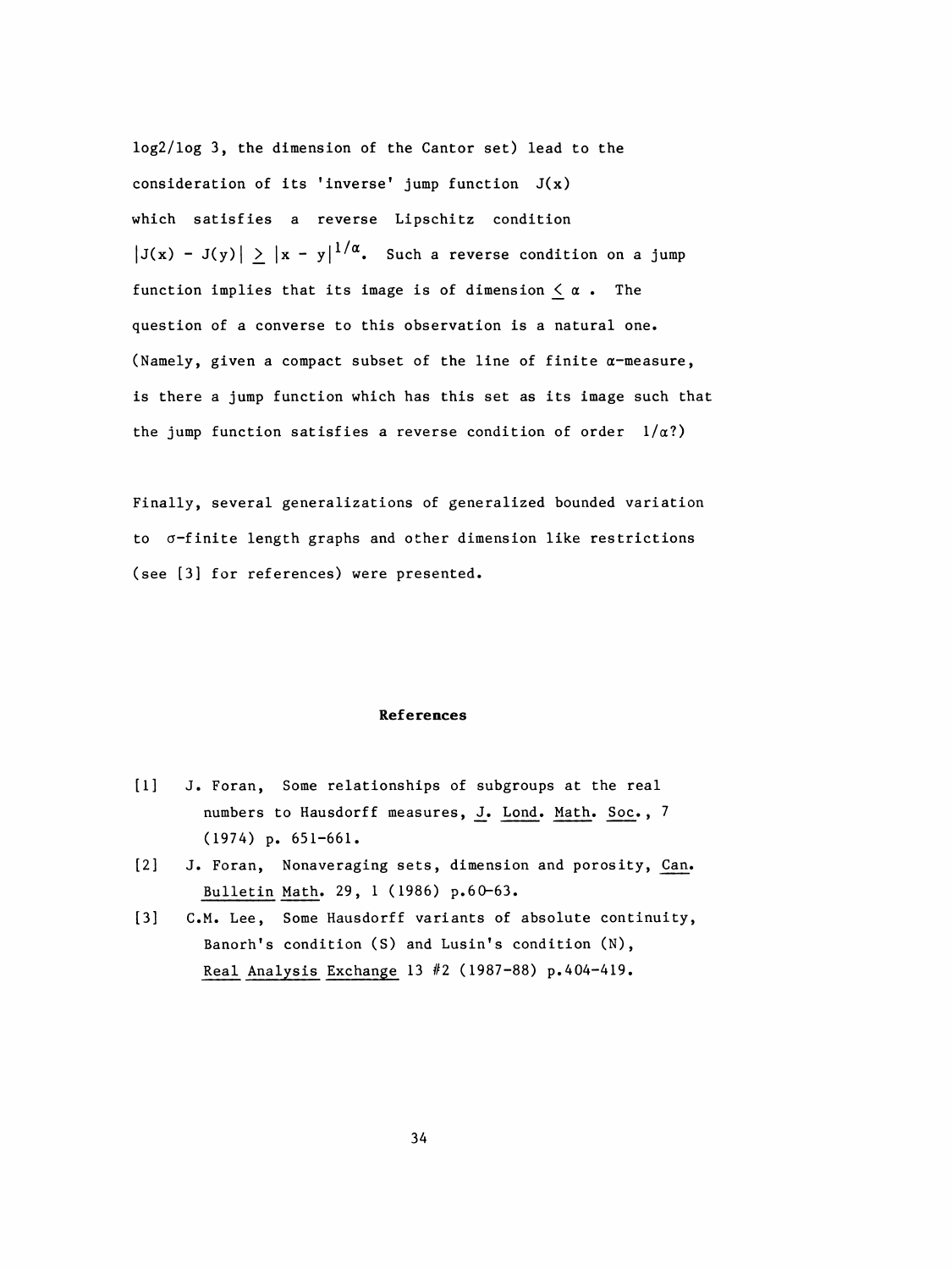log2/log 3, the dimension of the Cantor set) lead to the consideration of its 'inverse' jump function $J(x)$ which satisfies a reverse Lipschitz condition $|J(x) - J(y)| \geq |x - y|^{1/\alpha}$. Such a reverse condition on a jump function implies that its image is of dimension $\leq \alpha$. The question of a converse to this observation is a natural one. (Namely, given a compact subset of the line of finite $\alpha$-measure, is there a jump function which has this set as its image such that the jump function satisfies a reverse condition of order $1/\alpha$?)

Finally, several generalizations of generalized bounded variation to $\sigma$-finite length graphs and other dimension like restrictions (see [3] for references) were presented.

## References

[1] J. Foran, Some relationships of subgroups at the real numbers to Hausdorff measures, J. Lond. Math. Soc., 7 (1974) p. 651-661.

[2] J. Foran, Nonaveraging sets, dimension and porosity, Can. Bulletin Math. 29, 1 (1986) p.60-63.

[3] C.M. Lee, Some Hausdorff variants of absolute continuity, Banorh's condition (S) and Lusin's condition (N), Real Analysis Exchange 13 #2 (1987-88) p.404-419.